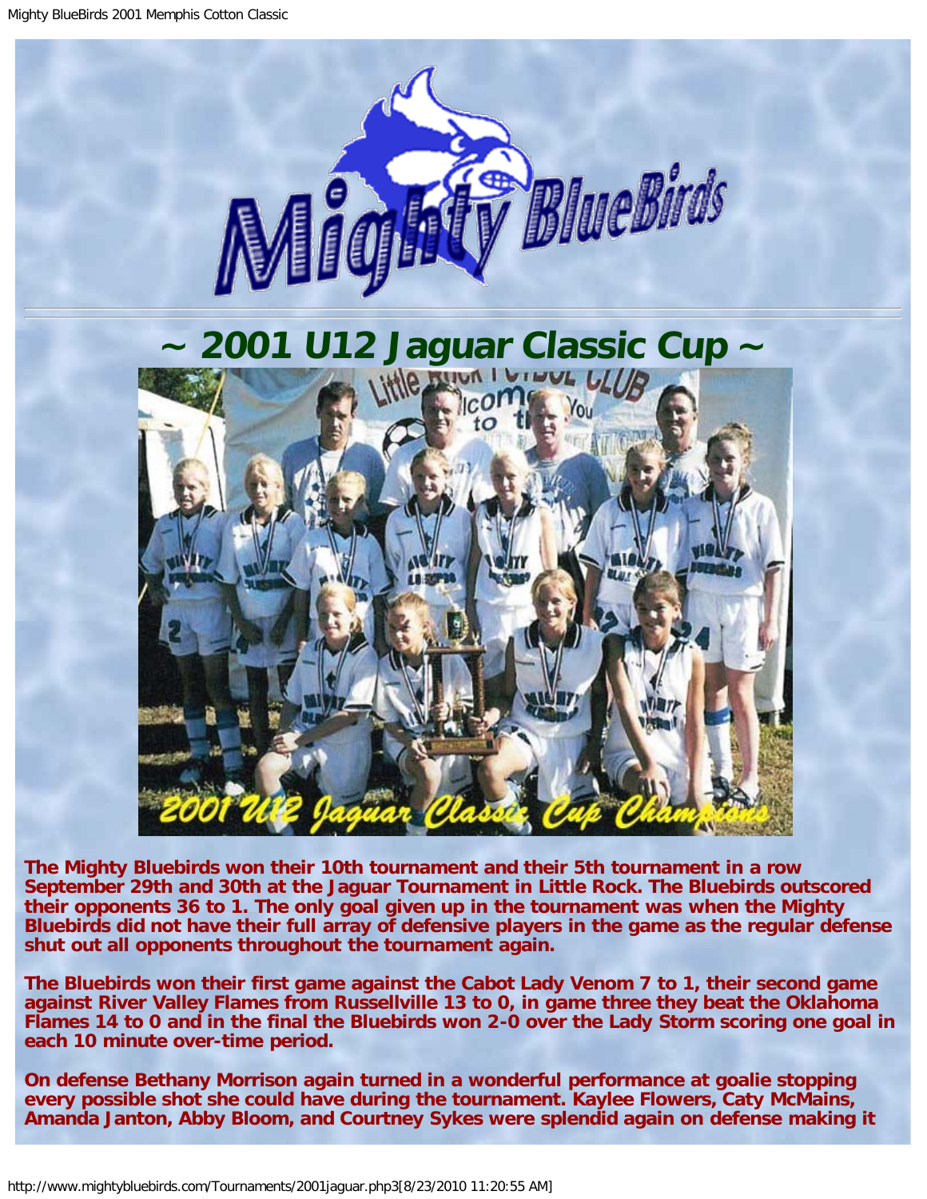# ~ 2001 U12 Jaguar Classic Cup ~

**The Mighty Bluebirds won their 10th tournament and their 5th tournament in a row September 29th and 30th at the Jaguar Tournament in Little Rock. The Bluebirds outscored their opponents 36 to 1. The only goal given up in the tournament was when the Mighty Bluebirds did not have their full array of defensive players in the game as the regular defense shut out all opponents throughout the tournament again.**

**The Bluebirds won their first game against the Cabot Lady Venom 7 to 1, their second game against River Valley Flames from Russellville 13 to 0, in game three they beat the Oklahoma Flames 14 to 0 and in the final the Bluebirds won 2-0 over the Lady Storm scoring one goal in each 10 minute over-time period.**

**On defense Bethany Morrison again turned in a wonderful performance at goalie stopping every possible shot she could have during the tournament. Kaylee Flowers, Caty McMains, Amanda Janton, Abby Bloom, and Courtney Sykes were splendid again on defense making it**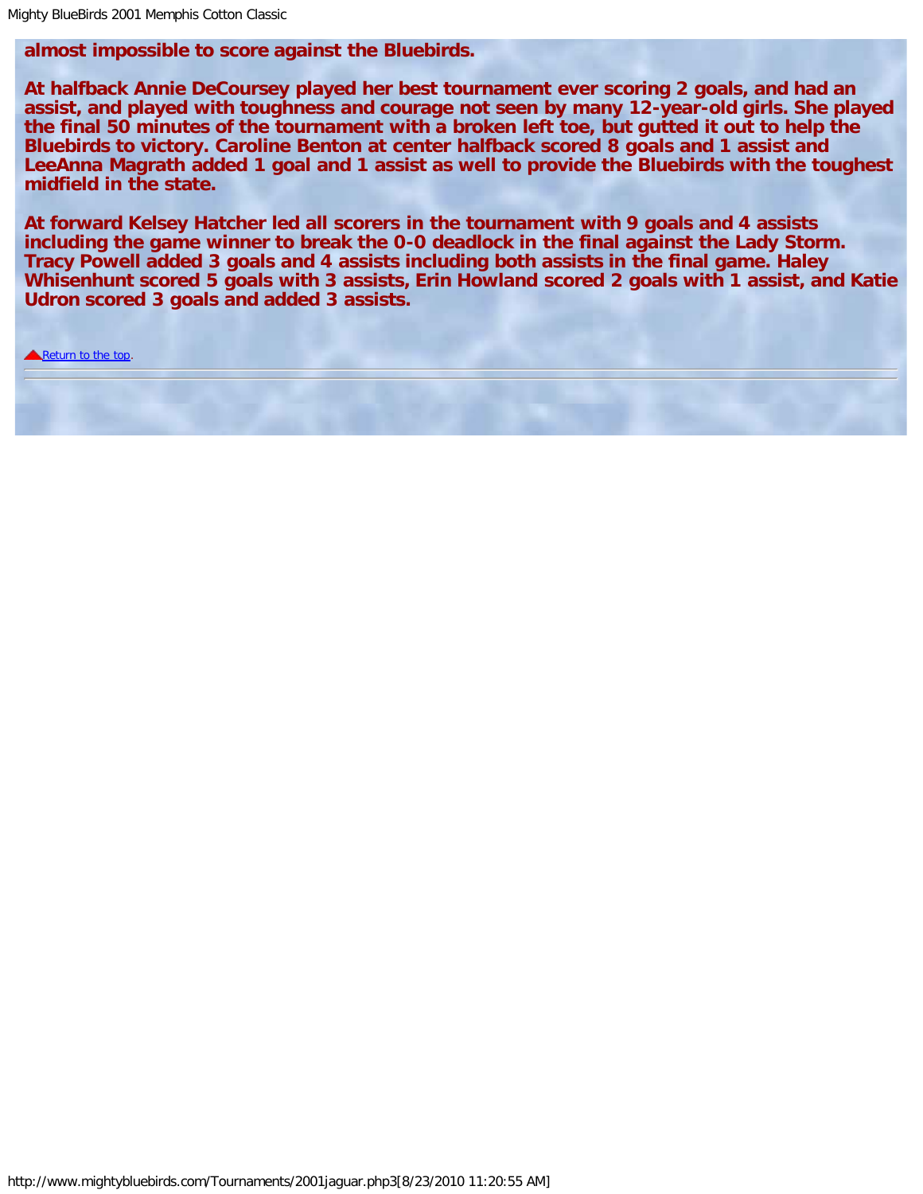**almost impossible to score against the Bluebirds.**

**At halfback Annie DeCoursey played her best tournament ever scoring 2 goals, and had an assist, and played with toughness and courage not seen by many 12-year-old girls. She played the final 50 minutes of the tournament with a broken left toe, but gutted it out to help the Bluebirds to victory. Caroline Benton at center halfback scored 8 goals and 1 assist and LeeAnna Magrath added 1 goal and 1 assist as well to provide the Bluebirds with the toughest midfield in the state.**

**At forward Kelsey Hatcher led all scorers in the tournament with 9 goals and 4 assists including the game winner to break the 0-0 deadlock in the final against the Lady Storm. Tracy Powell added 3 goals and 4 assists including both assists in the final game. Haley Whisenhunt scored 5 goals with 3 assists, Erin Howland scored 2 goals with 1 assist, and Katie Udron scored 3 goals and added 3 assists.**

Return to the top.

---